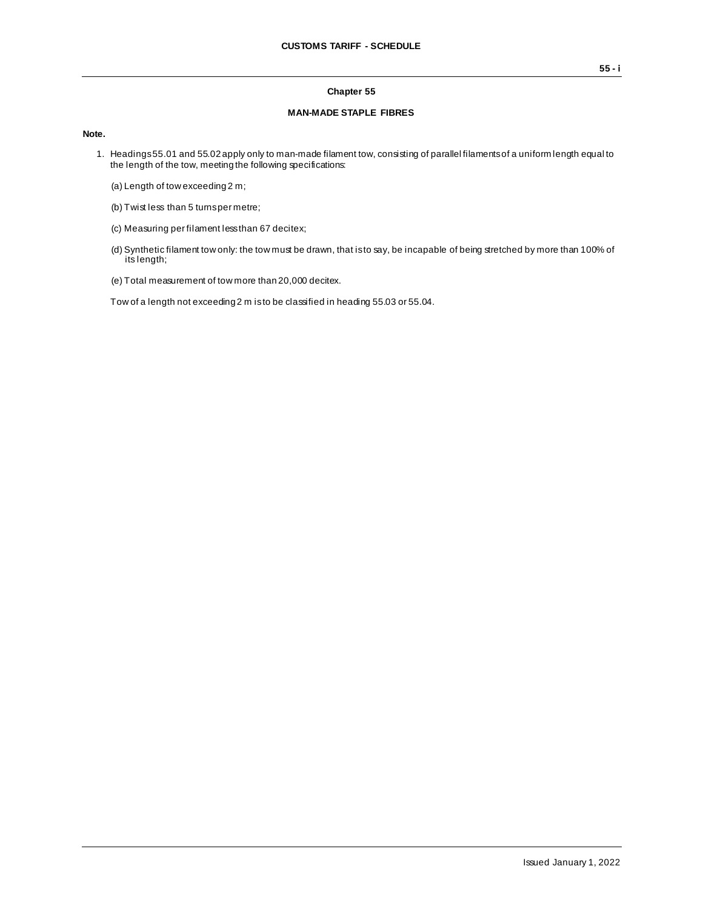# Chapter 55

## MAN-MADE STAPLE FIBRES

**Note.**

1. Headings 55.01 and 55.02 apply only to man-made filament tow, consisting of parallel filaments of a uniform length equal to the length of the tow, meeting the following specifications:

   (a) Length of tow exceeding 2 m;

   (b) Twist less than 5 turns per metre;

   (c) Measuring per filament less than 67 decitex;

   (d) Synthetic filament tow only: the tow must be drawn, that is to say, be incapable of being stretched by more than 100% of its length;

   (e) Total measurement of tow more than 20,000 decitex.

   Tow of a length not exceeding 2 m is to be classified in heading 55.03 or 55.04.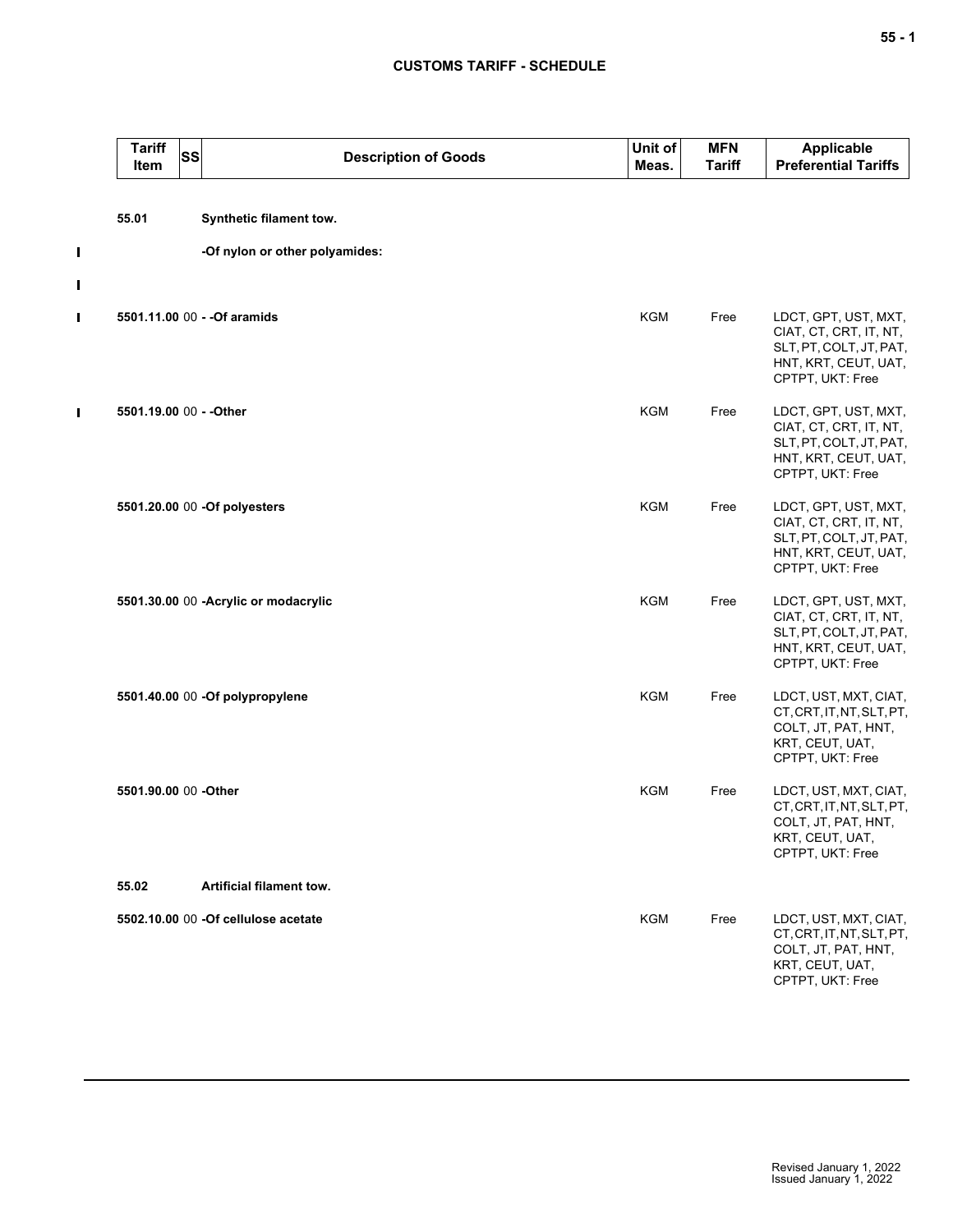| Tariff Item | SS | Description of Goods | Unit of Meas. | MFN Tariff | Applicable Preferential Tariffs |
|---|---|---|---|---|---|
| 55.01 | | Synthetic filament tow. | | | |
| | | -Of nylon or other polyamides: | | | |
| 5501.11.00 | 00 | - -Of aramids | KGM | Free | LDCT, GPT, UST, MXT, CIAT, CT, CRT, IT, NT, SLT, PT, COLT, JT, PAT, HNT, KRT, CEUT, UAT, CPTPT, UKT: Free |
| 5501.19.00 | 00 | - -Other | KGM | Free | LDCT, GPT, UST, MXT, CIAT, CT, CRT, IT, NT, SLT, PT, COLT, JT, PAT, HNT, KRT, CEUT, UAT, CPTPT, UKT: Free |
| 5501.20.00 | 00 | -Of polyesters | KGM | Free | LDCT, GPT, UST, MXT, CIAT, CT, CRT, IT, NT, SLT, PT, COLT, JT, PAT, HNT, KRT, CEUT, UAT, CPTPT, UKT: Free |
| 5501.30.00 | 00 | -Acrylic or modacrylic | KGM | Free | LDCT, GPT, UST, MXT, CIAT, CT, CRT, IT, NT, SLT, PT, COLT, JT, PAT, HNT, KRT, CEUT, UAT, CPTPT, UKT: Free |
| 5501.40.00 | 00 | -Of polypropylene | KGM | Free | LDCT, UST, MXT, CIAT, CT, CRT, IT, NT, SLT, PT, COLT, JT, PAT, HNT, KRT, CEUT, UAT, CPTPT, UKT: Free |
| 5501.90.00 | 00 | -Other | KGM | Free | LDCT, UST, MXT, CIAT, CT, CRT, IT, NT, SLT, PT, COLT, JT, PAT, HNT, KRT, CEUT, UAT, CPTPT, UKT: Free |
| 55.02 | | Artificial filament tow. | | | |
| 5502.10.00 | 00 | -Of cellulose acetate | KGM | Free | LDCT, UST, MXT, CIAT, CT, CRT, IT, NT, SLT, PT, COLT, JT, PAT, HNT, KRT, CEUT, UAT, CPTPT, UKT: Free |

Revised January 1, 2022
Issued January 1, 2022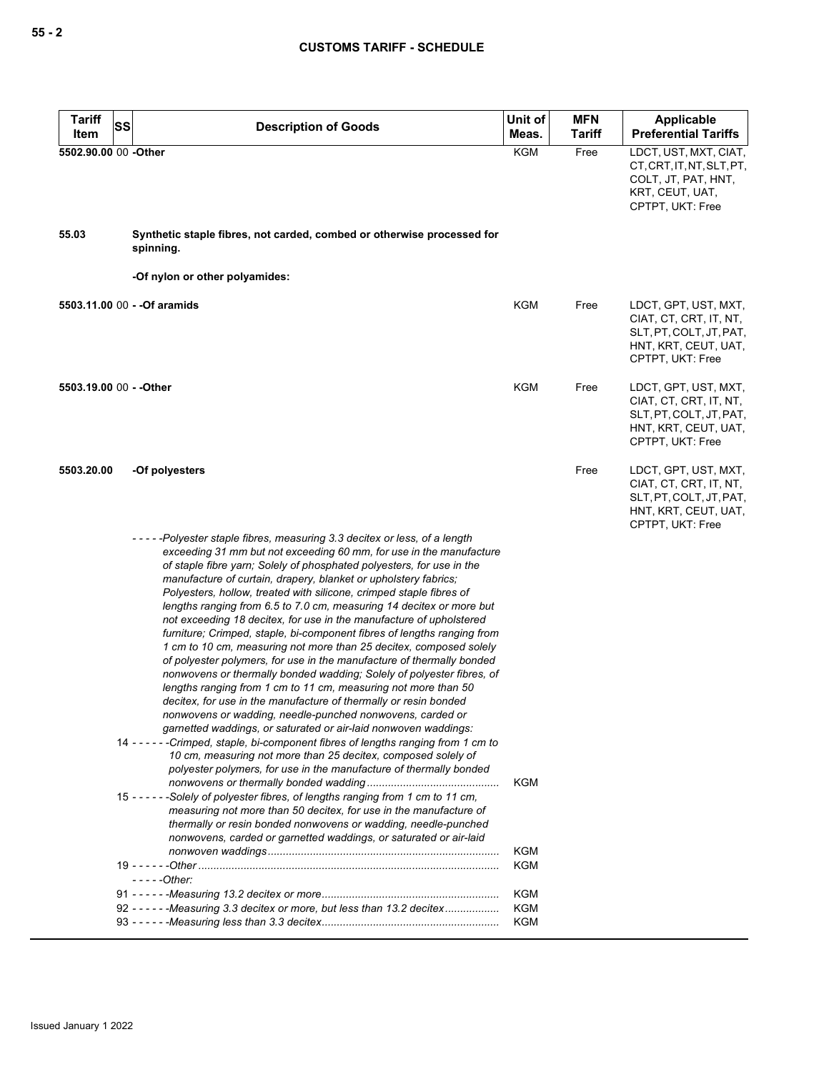| Tariff Item | SS | Description of Goods | Unit of Meas. | MFN Tariff | Applicable Preferential Tariffs |
|---|---|---|---|---|---|
| 5502.90.00 | 00 | **-Other** | KGM | Free | LDCT, UST, MXT, CIAT, CT, CRT, IT, NT, SLT, PT, COLT, JT, PAT, HNT, KRT, CEUT, UAT, CPTPT, UKT: Free |
| **55.03** | | **Synthetic staple fibres, not carded, combed or otherwise processed for spinning.** | | | |
| | | **-Of nylon or other polyamides:** | | | |
| 5503.11.00 | 00 | **- -Of aramids** | KGM | Free | LDCT, GPT, UST, MXT, CIAT, CT, CRT, IT, NT, SLT, PT, COLT, JT, PAT, HNT, KRT, CEUT, UAT, CPTPT, UKT: Free |
| 5503.19.00 | 00 | **- -Other** | KGM | Free | LDCT, GPT, UST, MXT, CIAT, CT, CRT, IT, NT, SLT, PT, COLT, JT, PAT, HNT, KRT, CEUT, UAT, CPTPT, UKT: Free |
| **5503.20.00** | | **-Of polyesters** | | Free | LDCT, GPT, UST, MXT, CIAT, CT, CRT, IT, NT, SLT, PT, COLT, JT, PAT, HNT, KRT, CEUT, UAT, CPTPT, UKT: Free |
| | | *- - - - -Polyester staple fibres, measuring 3.3 decitex or less, of a length exceeding 31 mm but not exceeding 60 mm, for use in the manufacture of staple fibre yarn; Solely of phosphated polyesters, for use in the manufacture of curtain, drapery, blanket or upholstery fabrics; Polyesters, hollow, treated with silicone, crimped staple fibres of lengths ranging from 6.5 to 7.0 cm, measuring 14 decitex or more but not exceeding 18 decitex, for use in the manufacture of upholstered furniture; Crimped, staple, bi-component fibres of lengths ranging from 1 cm to 10 cm, measuring not more than 25 decitex, composed solely of polyester polymers, for use in the manufacture of thermally bonded nonwovens or thermally bonded wadding; Solely of polyester fibres, of lengths ranging from 1 cm to 11 cm, measuring not more than 50 decitex, for use in the manufacture of thermally or resin bonded nonwovens or wadding, needle-punched nonwovens, carded or garnetted waddings, or saturated or air-laid nonwoven waddings:* | | | |
| | 14 | *- - - - - -Crimped, staple, bi-component fibres of lengths ranging from 1 cm to 10 cm, measuring not more than 25 decitex, composed solely of polyester polymers, for use in the manufacture of thermally bonded nonwovens or thermally bonded wadding* | KGM | | |
| | 15 | *- - - - - -Solely of polyester fibres, of lengths ranging from 1 cm to 11 cm, measuring not more than 50 decitex, for use in the manufacture of thermally or resin bonded nonwovens or wadding, needle-punched nonwovens, carded or garnetted waddings, or saturated or air-laid nonwoven waddings* | KGM | | |
| | 19 | *- - - - - -Other* | KGM | | |
| | | *- - - - -Other:* | | | |
| | 91 | *- - - - - -Measuring 13.2 decitex or more* | KGM | | |
| | 92 | *- - - - - -Measuring 3.3 decitex or more, but less than 13.2 decitex* | KGM | | |
| | 93 | *- - - - - -Measuring less than 3.3 decitex* | KGM | | |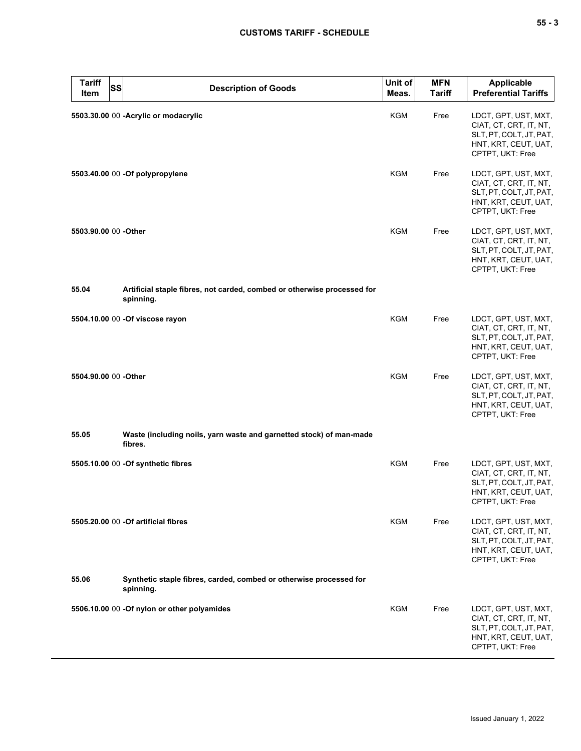| Tariff Item | SS | Description of Goods | Unit of Meas. | MFN Tariff | Applicable Preferential Tariffs |
|---|---|---|---|---|---|
| **5503.30.00** | 00 | **-Acrylic or modacrylic** | KGM | Free | LDCT, GPT, UST, MXT, CIAT, CT, CRT, IT, NT, SLT, PT, COLT, JT, PAT, HNT, KRT, CEUT, UAT, CPTPT, UKT: Free |
| **5503.40.00** | 00 | **-Of polypropylene** | KGM | Free | LDCT, GPT, UST, MXT, CIAT, CT, CRT, IT, NT, SLT, PT, COLT, JT, PAT, HNT, KRT, CEUT, UAT, CPTPT, UKT: Free |
| **5503.90.00** | 00 | **-Other** | KGM | Free | LDCT, GPT, UST, MXT, CIAT, CT, CRT, IT, NT, SLT, PT, COLT, JT, PAT, HNT, KRT, CEUT, UAT, CPTPT, UKT: Free |
| **55.04** | | **Artificial staple fibres, not carded, combed or otherwise processed for spinning.** | | | |
| **5504.10.00** | 00 | **-Of viscose rayon** | KGM | Free | LDCT, GPT, UST, MXT, CIAT, CT, CRT, IT, NT, SLT, PT, COLT, JT, PAT, HNT, KRT, CEUT, UAT, CPTPT, UKT: Free |
| **5504.90.00** | 00 | **-Other** | KGM | Free | LDCT, GPT, UST, MXT, CIAT, CT, CRT, IT, NT, SLT, PT, COLT, JT, PAT, HNT, KRT, CEUT, UAT, CPTPT, UKT: Free |
| **55.05** | | **Waste (including noils, yarn waste and garnetted stock) of man-made fibres.** | | | |
| **5505.10.00** | 00 | **-Of synthetic fibres** | KGM | Free | LDCT, GPT, UST, MXT, CIAT, CT, CRT, IT, NT, SLT, PT, COLT, JT, PAT, HNT, KRT, CEUT, UAT, CPTPT, UKT: Free |
| **5505.20.00** | 00 | **-Of artificial fibres** | KGM | Free | LDCT, GPT, UST, MXT, CIAT, CT, CRT, IT, NT, SLT, PT, COLT, JT, PAT, HNT, KRT, CEUT, UAT, CPTPT, UKT: Free |
| **55.06** | | **Synthetic staple fibres, carded, combed or otherwise processed for spinning.** | | | |
| **5506.10.00** | 00 | **-Of nylon or other polyamides** | KGM | Free | LDCT, GPT, UST, MXT, CIAT, CT, CRT, IT, NT, SLT, PT, COLT, JT, PAT, HNT, KRT, CEUT, UAT, CPTPT, UKT: Free |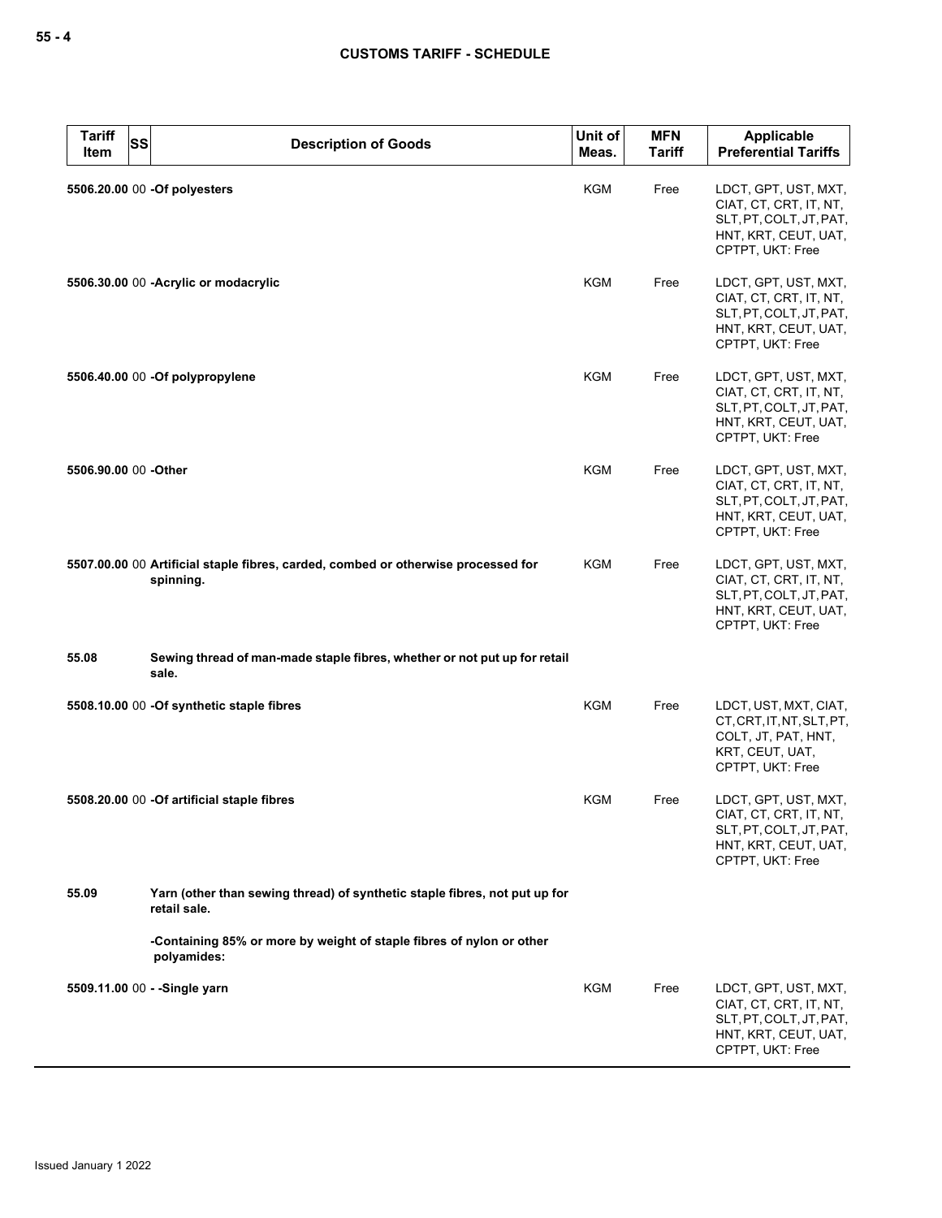| Tariff Item | SS | Description of Goods | Unit of Meas. | MFN Tariff | Applicable Preferential Tariffs |
|---|---|---|---|---|---|
| 5506.20.00 | 00 | -Of polyesters | KGM | Free | LDCT, GPT, UST, MXT, CIAT, CT, CRT, IT, NT, SLT, PT, COLT, JT, PAT, HNT, KRT, CEUT, UAT, CPTPT, UKT: Free |
| 5506.30.00 | 00 | -Acrylic or modacrylic | KGM | Free | LDCT, GPT, UST, MXT, CIAT, CT, CRT, IT, NT, SLT, PT, COLT, JT, PAT, HNT, KRT, CEUT, UAT, CPTPT, UKT: Free |
| 5506.40.00 | 00 | -Of polypropylene | KGM | Free | LDCT, GPT, UST, MXT, CIAT, CT, CRT, IT, NT, SLT, PT, COLT, JT, PAT, HNT, KRT, CEUT, UAT, CPTPT, UKT: Free |
| 5506.90.00 | 00 | -Other | KGM | Free | LDCT, GPT, UST, MXT, CIAT, CT, CRT, IT, NT, SLT, PT, COLT, JT, PAT, HNT, KRT, CEUT, UAT, CPTPT, UKT: Free |
| 5507.00.00 | 00 | Artificial staple fibres, carded, combed or otherwise processed for spinning. | KGM | Free | LDCT, GPT, UST, MXT, CIAT, CT, CRT, IT, NT, SLT, PT, COLT, JT, PAT, HNT, KRT, CEUT, UAT, CPTPT, UKT: Free |
| 55.08 | | Sewing thread of man-made staple fibres, whether or not put up for retail sale. | | | |
| 5508.10.00 | 00 | -Of synthetic staple fibres | KGM | Free | LDCT, UST, MXT, CIAT, CT, CRT, IT, NT, SLT, PT, COLT, JT, PAT, HNT, KRT, CEUT, UAT, CPTPT, UKT: Free |
| 5508.20.00 | 00 | -Of artificial staple fibres | KGM | Free | LDCT, GPT, UST, MXT, CIAT, CT, CRT, IT, NT, SLT, PT, COLT, JT, PAT, HNT, KRT, CEUT, UAT, CPTPT, UKT: Free |
| 55.09 | | Yarn (other than sewing thread) of synthetic staple fibres, not put up for retail sale. | | | |
| | | -Containing 85% or more by weight of staple fibres of nylon or other polyamides: | | | |
| 5509.11.00 | 00 | - -Single yarn | KGM | Free | LDCT, GPT, UST, MXT, CIAT, CT, CRT, IT, NT, SLT, PT, COLT, JT, PAT, HNT, KRT, CEUT, UAT, CPTPT, UKT: Free |

Issued January 1 2022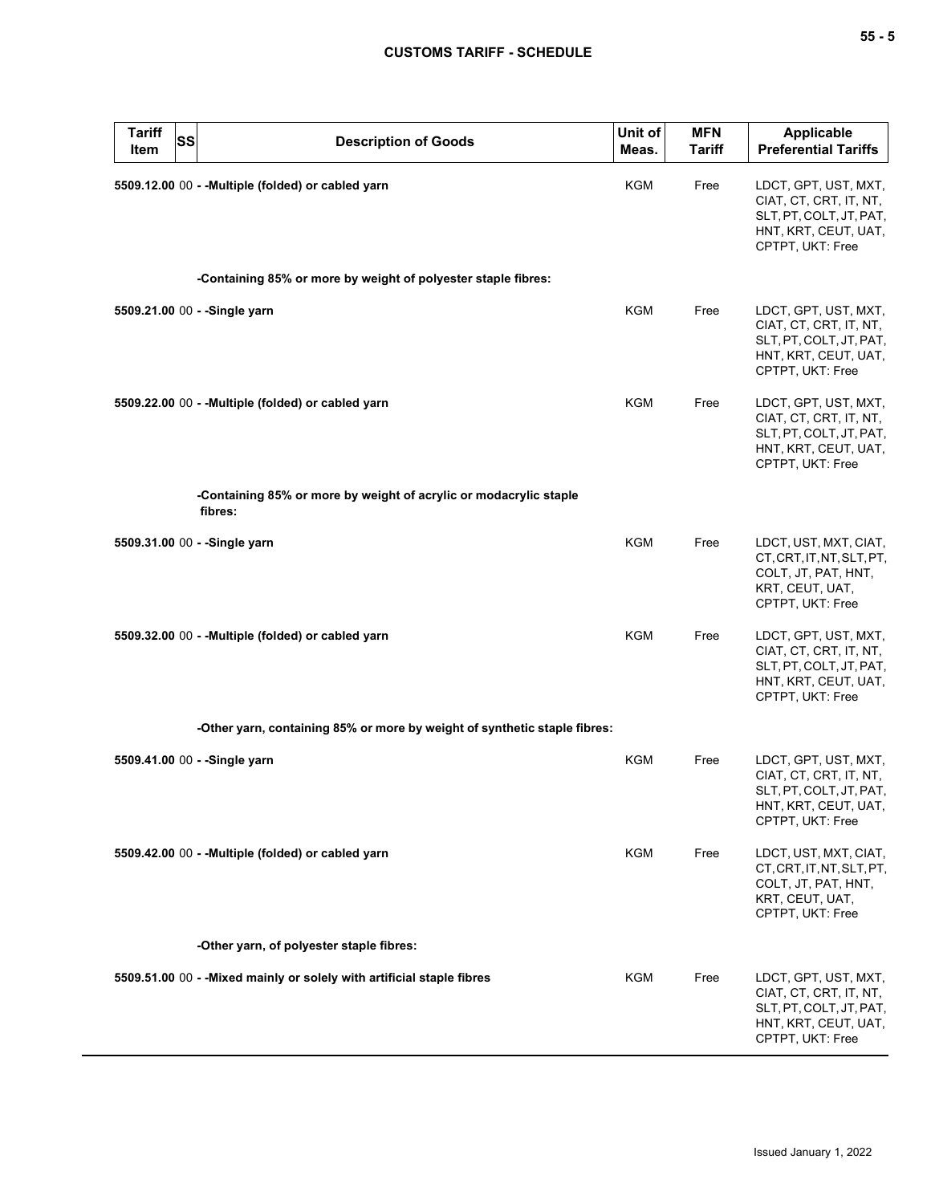| Tariff Item | SS | Description of Goods | Unit of Meas. | MFN Tariff | Applicable Preferential Tariffs |
|---|---|---|---|---|---|
| 5509.12.00 | 00 | - -Multiple (folded) or cabled yarn | KGM | Free | LDCT, GPT, UST, MXT, CIAT, CT, CRT, IT, NT, SLT, PT, COLT, JT, PAT, HNT, KRT, CEUT, UAT, CPTPT, UKT: Free |
| | | -Containing 85% or more by weight of polyester staple fibres: | | | |
| 5509.21.00 | 00 | - -Single yarn | KGM | Free | LDCT, GPT, UST, MXT, CIAT, CT, CRT, IT, NT, SLT, PT, COLT, JT, PAT, HNT, KRT, CEUT, UAT, CPTPT, UKT: Free |
| 5509.22.00 | 00 | - -Multiple (folded) or cabled yarn | KGM | Free | LDCT, GPT, UST, MXT, CIAT, CT, CRT, IT, NT, SLT, PT, COLT, JT, PAT, HNT, KRT, CEUT, UAT, CPTPT, UKT: Free |
| | | -Containing 85% or more by weight of acrylic or modacrylic staple fibres: | | | |
| 5509.31.00 | 00 | - -Single yarn | KGM | Free | LDCT, UST, MXT, CIAT, CT, CRT, IT, NT, SLT, PT, COLT, JT, PAT, HNT, KRT, CEUT, UAT, CPTPT, UKT: Free |
| 5509.32.00 | 00 | - -Multiple (folded) or cabled yarn | KGM | Free | LDCT, GPT, UST, MXT, CIAT, CT, CRT, IT, NT, SLT, PT, COLT, JT, PAT, HNT, KRT, CEUT, UAT, CPTPT, UKT: Free |
| | | -Other yarn, containing 85% or more by weight of synthetic staple fibres: | | | |
| 5509.41.00 | 00 | - -Single yarn | KGM | Free | LDCT, GPT, UST, MXT, CIAT, CT, CRT, IT, NT, SLT, PT, COLT, JT, PAT, HNT, KRT, CEUT, UAT, CPTPT, UKT: Free |
| 5509.42.00 | 00 | - -Multiple (folded) or cabled yarn | KGM | Free | LDCT, UST, MXT, CIAT, CT, CRT, IT, NT, SLT, PT, COLT, JT, PAT, HNT, KRT, CEUT, UAT, CPTPT, UKT: Free |
| | | -Other yarn, of polyester staple fibres: | | | |
| 5509.51.00 | 00 | - -Mixed mainly or solely with artificial staple fibres | KGM | Free | LDCT, GPT, UST, MXT, CIAT, CT, CRT, IT, NT, SLT, PT, COLT, JT, PAT, HNT, KRT, CEUT, UAT, CPTPT, UKT: Free |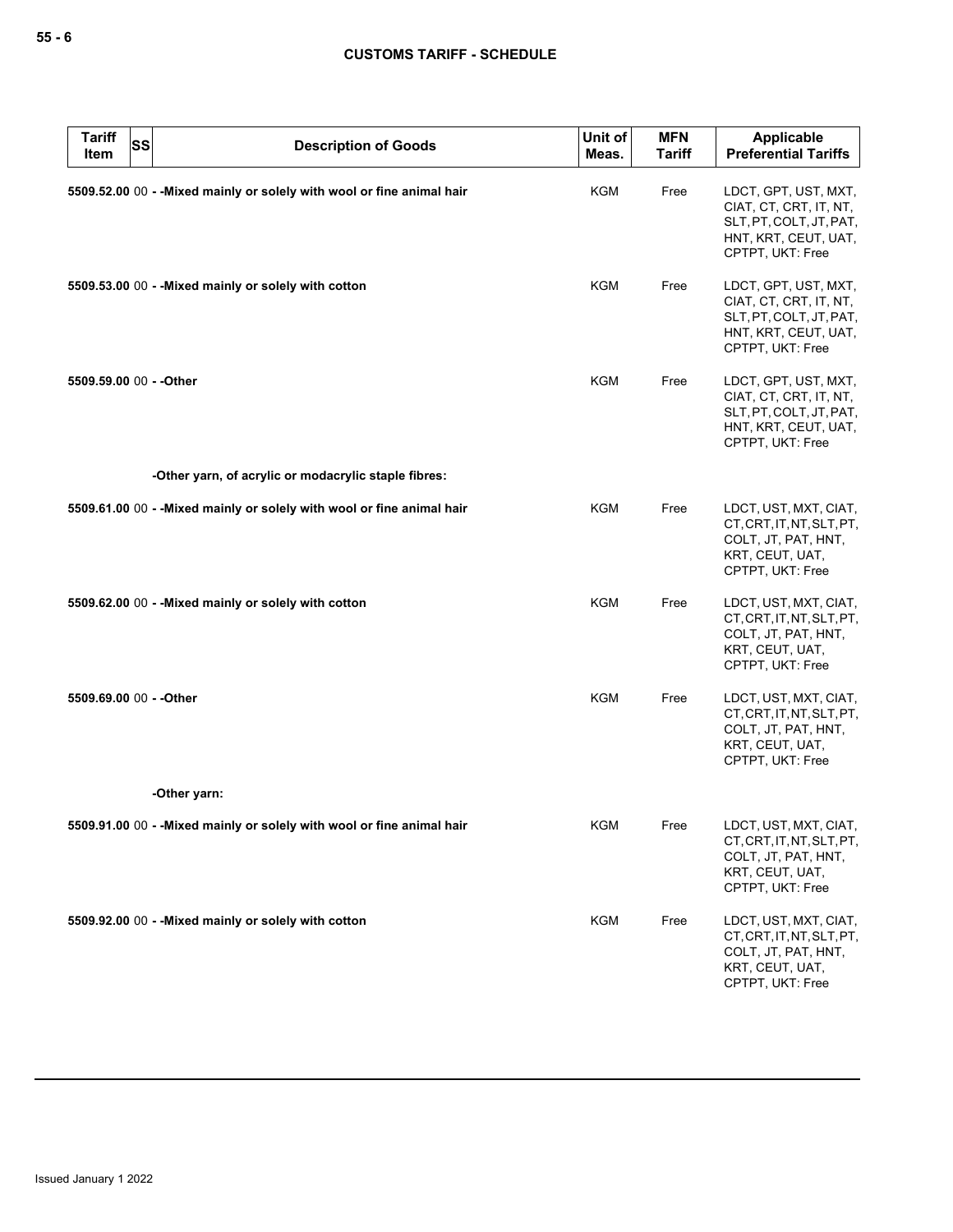| Tariff Item | SS | Description of Goods | Unit of Meas. | MFN Tariff | Applicable Preferential Tariffs |
|---|---|---|---|---|---|
| 5509.52.00 | 00 | - -Mixed mainly or solely with wool or fine animal hair | KGM | Free | LDCT, GPT, UST, MXT, CIAT, CT, CRT, IT, NT, SLT, PT, COLT, JT, PAT, HNT, KRT, CEUT, UAT, CPTPT, UKT: Free |
| 5509.53.00 | 00 | - -Mixed mainly or solely with cotton | KGM | Free | LDCT, GPT, UST, MXT, CIAT, CT, CRT, IT, NT, SLT, PT, COLT, JT, PAT, HNT, KRT, CEUT, UAT, CPTPT, UKT: Free |
| 5509.59.00 | 00 | - -Other | KGM | Free | LDCT, GPT, UST, MXT, CIAT, CT, CRT, IT, NT, SLT, PT, COLT, JT, PAT, HNT, KRT, CEUT, UAT, CPTPT, UKT: Free |
| | | -Other yarn, of acrylic or modacrylic staple fibres: | | | |
| 5509.61.00 | 00 | - -Mixed mainly or solely with wool or fine animal hair | KGM | Free | LDCT, UST, MXT, CIAT, CT, CRT, IT, NT, SLT, PT, COLT, JT, PAT, HNT, KRT, CEUT, UAT, CPTPT, UKT: Free |
| 5509.62.00 | 00 | - -Mixed mainly or solely with cotton | KGM | Free | LDCT, UST, MXT, CIAT, CT, CRT, IT, NT, SLT, PT, COLT, JT, PAT, HNT, KRT, CEUT, UAT, CPTPT, UKT: Free |
| 5509.69.00 | 00 | - -Other | KGM | Free | LDCT, UST, MXT, CIAT, CT, CRT, IT, NT, SLT, PT, COLT, JT, PAT, HNT, KRT, CEUT, UAT, CPTPT, UKT: Free |
| | | -Other yarn: | | | |
| 5509.91.00 | 00 | - -Mixed mainly or solely with wool or fine animal hair | KGM | Free | LDCT, UST, MXT, CIAT, CT, CRT, IT, NT, SLT, PT, COLT, JT, PAT, HNT, KRT, CEUT, UAT, CPTPT, UKT: Free |
| 5509.92.00 | 00 | - -Mixed mainly or solely with cotton | KGM | Free | LDCT, UST, MXT, CIAT, CT, CRT, IT, NT, SLT, PT, COLT, JT, PAT, HNT, KRT, CEUT, UAT, CPTPT, UKT: Free |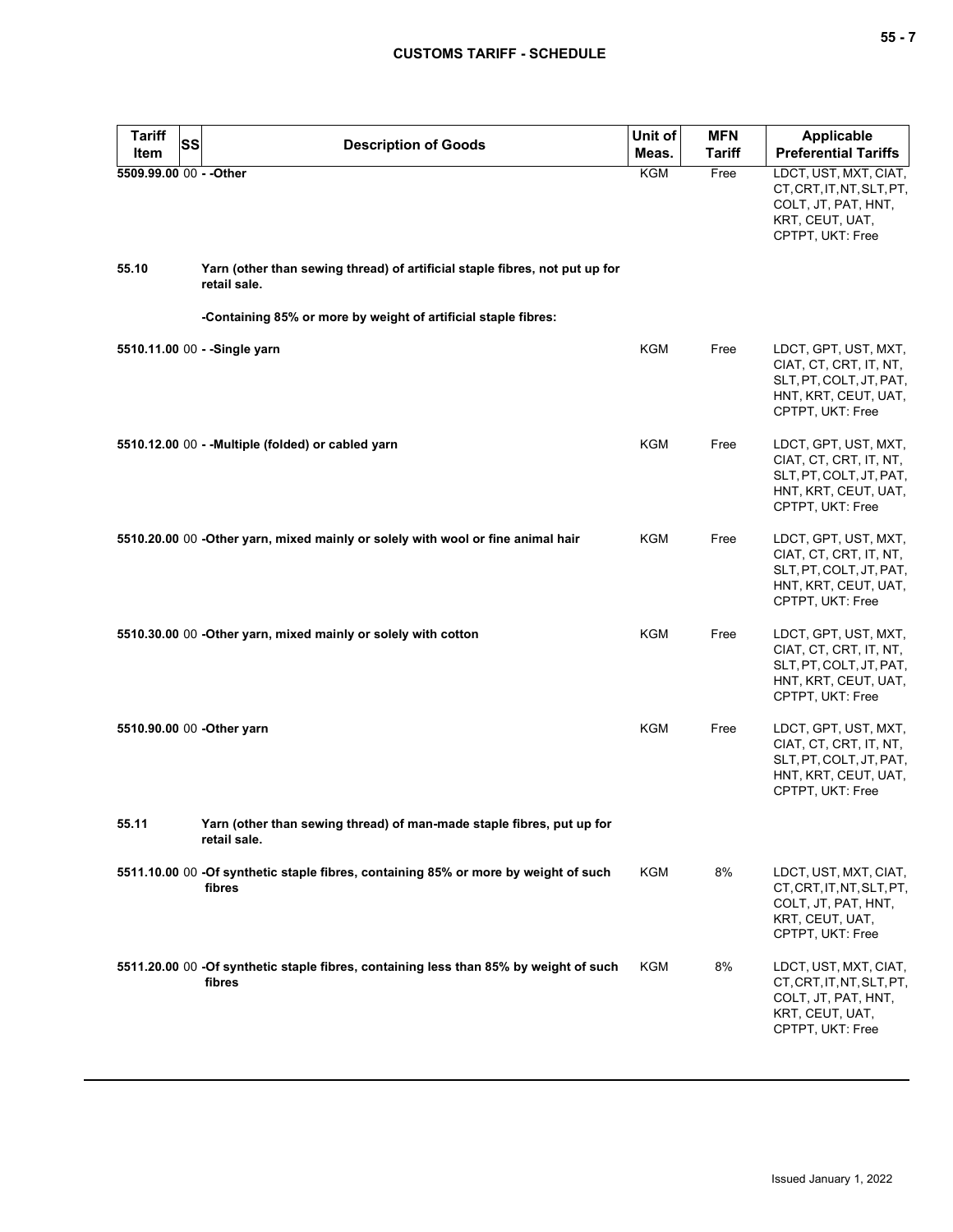| Tariff Item | SS | Description of Goods | Unit of Meas. | MFN Tariff | Applicable Preferential Tariffs |
|---|---|---|---|---|---|
| 5509.99.00 | 00 | - -Other | KGM | Free | LDCT, UST, MXT, CIAT, CT, CRT, IT, NT, SLT, PT, COLT, JT, PAT, HNT, KRT, CEUT, UAT, CPTPT, UKT: Free |
| 55.10 | | Yarn (other than sewing thread) of artificial staple fibres, not put up for retail sale. | | | |
| | | -Containing 85% or more by weight of artificial staple fibres: | | | |
| 5510.11.00 | 00 | - -Single yarn | KGM | Free | LDCT, GPT, UST, MXT, CIAT, CT, CRT, IT, NT, SLT, PT, COLT, JT, PAT, HNT, KRT, CEUT, UAT, CPTPT, UKT: Free |
| 5510.12.00 | 00 | - -Multiple (folded) or cabled yarn | KGM | Free | LDCT, GPT, UST, MXT, CIAT, CT, CRT, IT, NT, SLT, PT, COLT, JT, PAT, HNT, KRT, CEUT, UAT, CPTPT, UKT: Free |
| 5510.20.00 | 00 | -Other yarn, mixed mainly or solely with wool or fine animal hair | KGM | Free | LDCT, GPT, UST, MXT, CIAT, CT, CRT, IT, NT, SLT, PT, COLT, JT, PAT, HNT, KRT, CEUT, UAT, CPTPT, UKT: Free |
| 5510.30.00 | 00 | -Other yarn, mixed mainly or solely with cotton | KGM | Free | LDCT, GPT, UST, MXT, CIAT, CT, CRT, IT, NT, SLT, PT, COLT, JT, PAT, HNT, KRT, CEUT, UAT, CPTPT, UKT: Free |
| 5510.90.00 | 00 | -Other yarn | KGM | Free | LDCT, GPT, UST, MXT, CIAT, CT, CRT, IT, NT, SLT, PT, COLT, JT, PAT, HNT, KRT, CEUT, UAT, CPTPT, UKT: Free |
| 55.11 | | Yarn (other than sewing thread) of man-made staple fibres, put up for retail sale. | | | |
| 5511.10.00 | 00 | -Of synthetic staple fibres, containing 85% or more by weight of such fibres | KGM | 8% | LDCT, UST, MXT, CIAT, CT, CRT, IT, NT, SLT, PT, COLT, JT, PAT, HNT, KRT, CEUT, UAT, CPTPT, UKT: Free |
| 5511.20.00 | 00 | -Of synthetic staple fibres, containing less than 85% by weight of such fibres | KGM | 8% | LDCT, UST, MXT, CIAT, CT, CRT, IT, NT, SLT, PT, COLT, JT, PAT, HNT, KRT, CEUT, UAT, CPTPT, UKT: Free |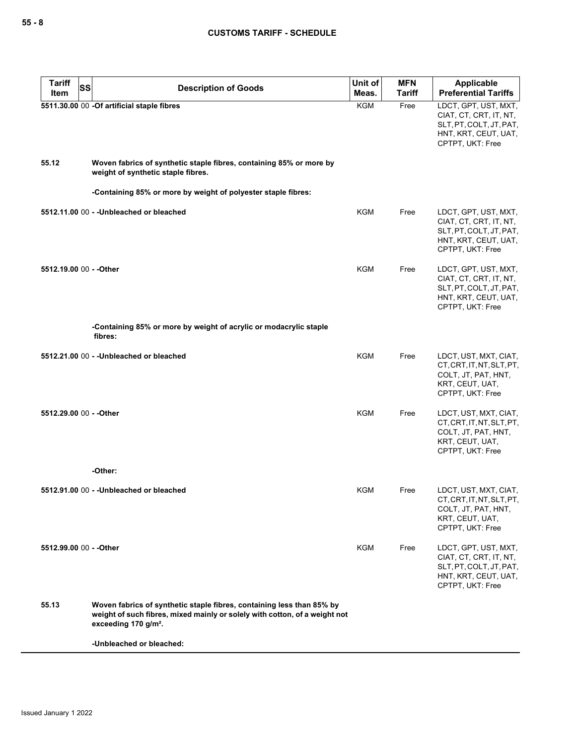| Tariff Item | SS | Description of Goods | Unit of Meas. | MFN Tariff | Applicable Preferential Tariffs |
|---|---|---|---|---|---|
| 5511.30.00 | 00 | -Of artificial staple fibres | KGM | Free | LDCT, GPT, UST, MXT, CIAT, CT, CRT, IT, NT, SLT, PT, COLT, JT, PAT, HNT, KRT, CEUT, UAT, CPTPT, UKT: Free |
| 55.12 | | Woven fabrics of synthetic staple fibres, containing 85% or more by weight of synthetic staple fibres. | | | |
| | | -Containing 85% or more by weight of polyester staple fibres: | | | |
| 5512.11.00 | 00 | - -Unbleached or bleached | KGM | Free | LDCT, GPT, UST, MXT, CIAT, CT, CRT, IT, NT, SLT, PT, COLT, JT, PAT, HNT, KRT, CEUT, UAT, CPTPT, UKT: Free |
| 5512.19.00 | 00 | - -Other | KGM | Free | LDCT, GPT, UST, MXT, CIAT, CT, CRT, IT, NT, SLT, PT, COLT, JT, PAT, HNT, KRT, CEUT, UAT, CPTPT, UKT: Free |
| | | -Containing 85% or more by weight of acrylic or modacrylic staple fibres: | | | |
| 5512.21.00 | 00 | - -Unbleached or bleached | KGM | Free | LDCT, UST, MXT, CIAT, CT, CRT, IT, NT, SLT, PT, COLT, JT, PAT, HNT, KRT, CEUT, UAT, CPTPT, UKT: Free |
| 5512.29.00 | 00 | - -Other | KGM | Free | LDCT, UST, MXT, CIAT, CT, CRT, IT, NT, SLT, PT, COLT, JT, PAT, HNT, KRT, CEUT, UAT, CPTPT, UKT: Free |
| | | -Other: | | | |
| 5512.91.00 | 00 | - -Unbleached or bleached | KGM | Free | LDCT, UST, MXT, CIAT, CT, CRT, IT, NT, SLT, PT, COLT, JT, PAT, HNT, KRT, CEUT, UAT, CPTPT, UKT: Free |
| 5512.99.00 | 00 | - -Other | KGM | Free | LDCT, GPT, UST, MXT, CIAT, CT, CRT, IT, NT, SLT, PT, COLT, JT, PAT, HNT, KRT, CEUT, UAT, CPTPT, UKT: Free |
| 55.13 | | Woven fabrics of synthetic staple fibres, containing less than 85% by weight of such fibres, mixed mainly or solely with cotton, of a weight not exceeding 170 g/m². | | | |
| | | -Unbleached or bleached: | | | |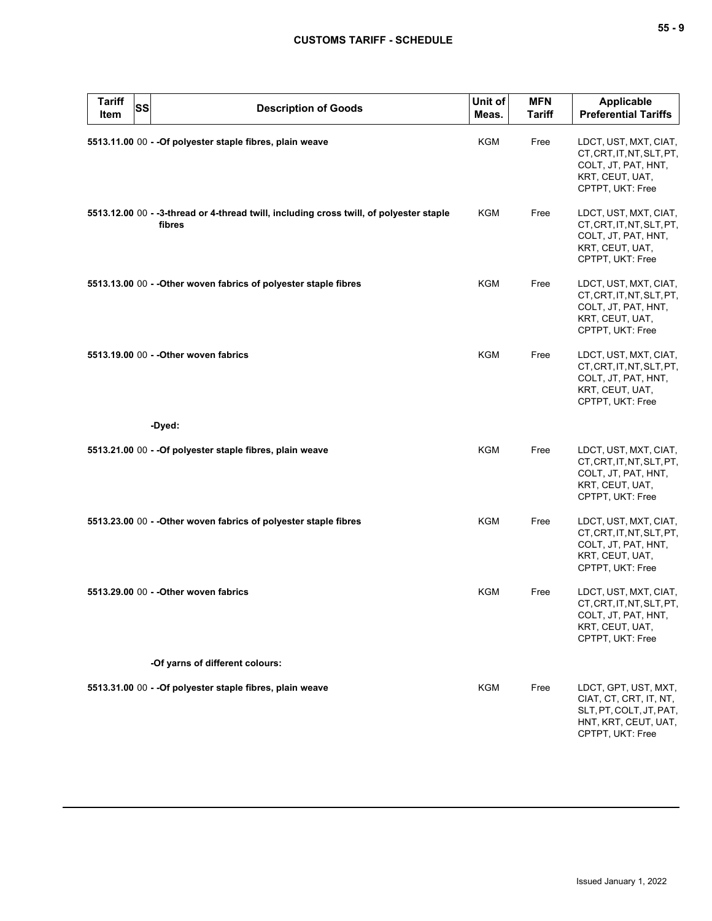| Tariff Item | SS | Description of Goods | Unit of Meas. | MFN Tariff | Applicable Preferential Tariffs |
|---|---|---|---|---|---|
| 5513.11.00 | 00 | - -Of polyester staple fibres, plain weave | KGM | Free | LDCT, UST, MXT, CIAT, CT, CRT, IT, NT, SLT, PT, COLT, JT, PAT, HNT, KRT, CEUT, UAT, CPTPT, UKT: Free |
| 5513.12.00 | 00 | - -3-thread or 4-thread twill, including cross twill, of polyester staple fibres | KGM | Free | LDCT, UST, MXT, CIAT, CT, CRT, IT, NT, SLT, PT, COLT, JT, PAT, HNT, KRT, CEUT, UAT, CPTPT, UKT: Free |
| 5513.13.00 | 00 | - -Other woven fabrics of polyester staple fibres | KGM | Free | LDCT, UST, MXT, CIAT, CT, CRT, IT, NT, SLT, PT, COLT, JT, PAT, HNT, KRT, CEUT, UAT, CPTPT, UKT: Free |
| 5513.19.00 | 00 | - -Other woven fabrics | KGM | Free | LDCT, UST, MXT, CIAT, CT, CRT, IT, NT, SLT, PT, COLT, JT, PAT, HNT, KRT, CEUT, UAT, CPTPT, UKT: Free |
| | | -Dyed: | | | |
| 5513.21.00 | 00 | - -Of polyester staple fibres, plain weave | KGM | Free | LDCT, UST, MXT, CIAT, CT, CRT, IT, NT, SLT, PT, COLT, JT, PAT, HNT, KRT, CEUT, UAT, CPTPT, UKT: Free |
| 5513.23.00 | 00 | - -Other woven fabrics of polyester staple fibres | KGM | Free | LDCT, UST, MXT, CIAT, CT, CRT, IT, NT, SLT, PT, COLT, JT, PAT, HNT, KRT, CEUT, UAT, CPTPT, UKT: Free |
| 5513.29.00 | 00 | - -Other woven fabrics | KGM | Free | LDCT, UST, MXT, CIAT, CT, CRT, IT, NT, SLT, PT, COLT, JT, PAT, HNT, KRT, CEUT, UAT, CPTPT, UKT: Free |
| | | -Of yarns of different colours: | | | |
| 5513.31.00 | 00 | - -Of polyester staple fibres, plain weave | KGM | Free | LDCT, GPT, UST, MXT, CIAT, CT, CRT, IT, NT, SLT, PT, COLT, JT, PAT, HNT, KRT, CEUT, UAT, CPTPT, UKT: Free |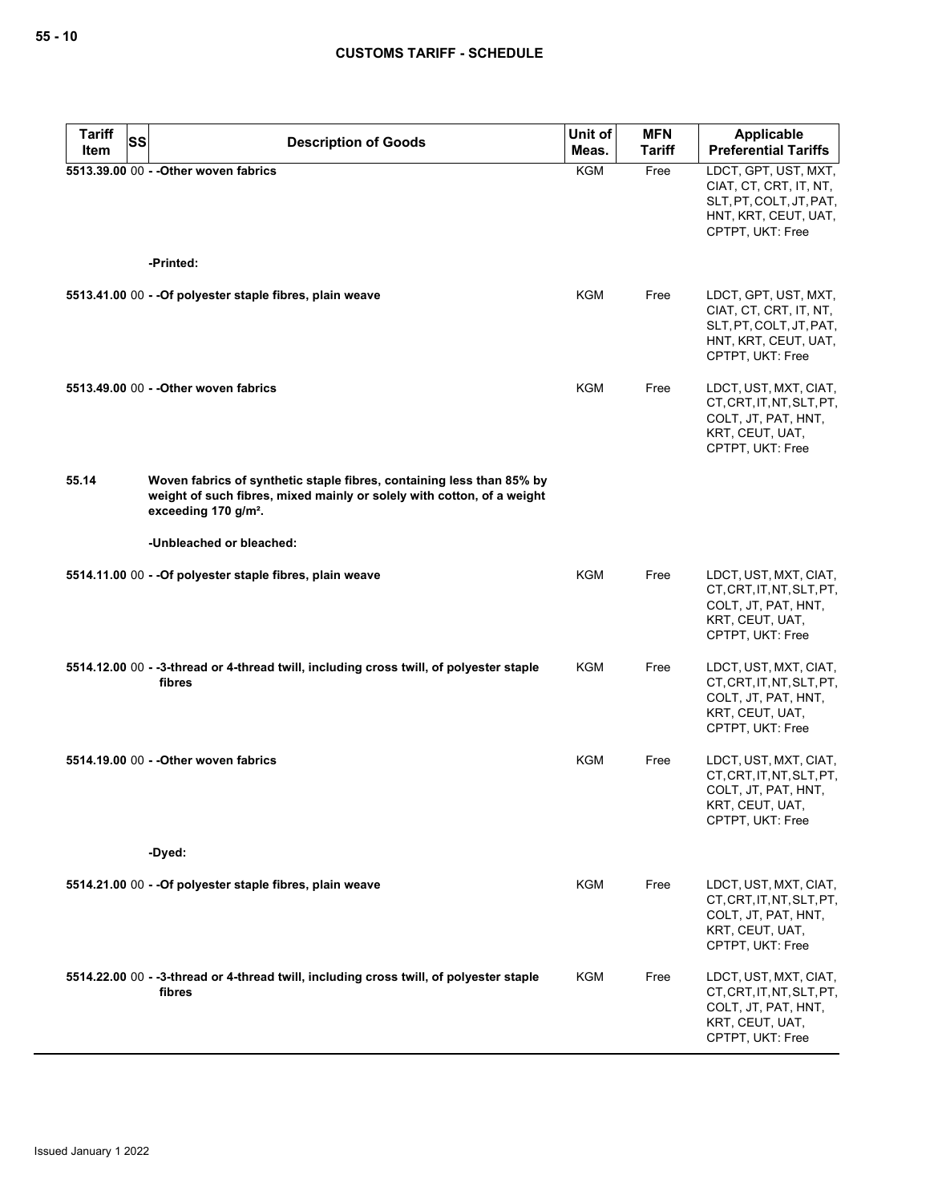| Tariff Item | SS | Description of Goods | Unit of Meas. | MFN Tariff | Applicable Preferential Tariffs |
|---|---|---|---|---|---|
| 5513.39.00 | 00 | - -Other woven fabrics | KGM | Free | LDCT, GPT, UST, MXT, CIAT, CT, CRT, IT, NT, SLT, PT, COLT, JT, PAT, HNT, KRT, CEUT, UAT, CPTPT, UKT: Free |
| | | -Printed: | | | |
| 5513.41.00 | 00 | - -Of polyester staple fibres, plain weave | KGM | Free | LDCT, GPT, UST, MXT, CIAT, CT, CRT, IT, NT, SLT, PT, COLT, JT, PAT, HNT, KRT, CEUT, UAT, CPTPT, UKT: Free |
| 5513.49.00 | 00 | - -Other woven fabrics | KGM | Free | LDCT, UST, MXT, CIAT, CT, CRT, IT, NT, SLT, PT, COLT, JT, PAT, HNT, KRT, CEUT, UAT, CPTPT, UKT: Free |
| 55.14 | | Woven fabrics of synthetic staple fibres, containing less than 85% by weight of such fibres, mixed mainly or solely with cotton, of a weight exceeding 170 g/m². | | | |
| | | -Unbleached or bleached: | | | |
| 5514.11.00 | 00 | - -Of polyester staple fibres, plain weave | KGM | Free | LDCT, UST, MXT, CIAT, CT, CRT, IT, NT, SLT, PT, COLT, JT, PAT, HNT, KRT, CEUT, UAT, CPTPT, UKT: Free |
| 5514.12.00 | 00 | - -3-thread or 4-thread twill, including cross twill, of polyester staple fibres | KGM | Free | LDCT, UST, MXT, CIAT, CT, CRT, IT, NT, SLT, PT, COLT, JT, PAT, HNT, KRT, CEUT, UAT, CPTPT, UKT: Free |
| 5514.19.00 | 00 | - -Other woven fabrics | KGM | Free | LDCT, UST, MXT, CIAT, CT, CRT, IT, NT, SLT, PT, COLT, JT, PAT, HNT, KRT, CEUT, UAT, CPTPT, UKT: Free |
| | | -Dyed: | | | |
| 5514.21.00 | 00 | - -Of polyester staple fibres, plain weave | KGM | Free | LDCT, UST, MXT, CIAT, CT, CRT, IT, NT, SLT, PT, COLT, JT, PAT, HNT, KRT, CEUT, UAT, CPTPT, UKT: Free |
| 5514.22.00 | 00 | - -3-thread or 4-thread twill, including cross twill, of polyester staple fibres | KGM | Free | LDCT, UST, MXT, CIAT, CT, CRT, IT, NT, SLT, PT, COLT, JT, PAT, HNT, KRT, CEUT, UAT, CPTPT, UKT: Free |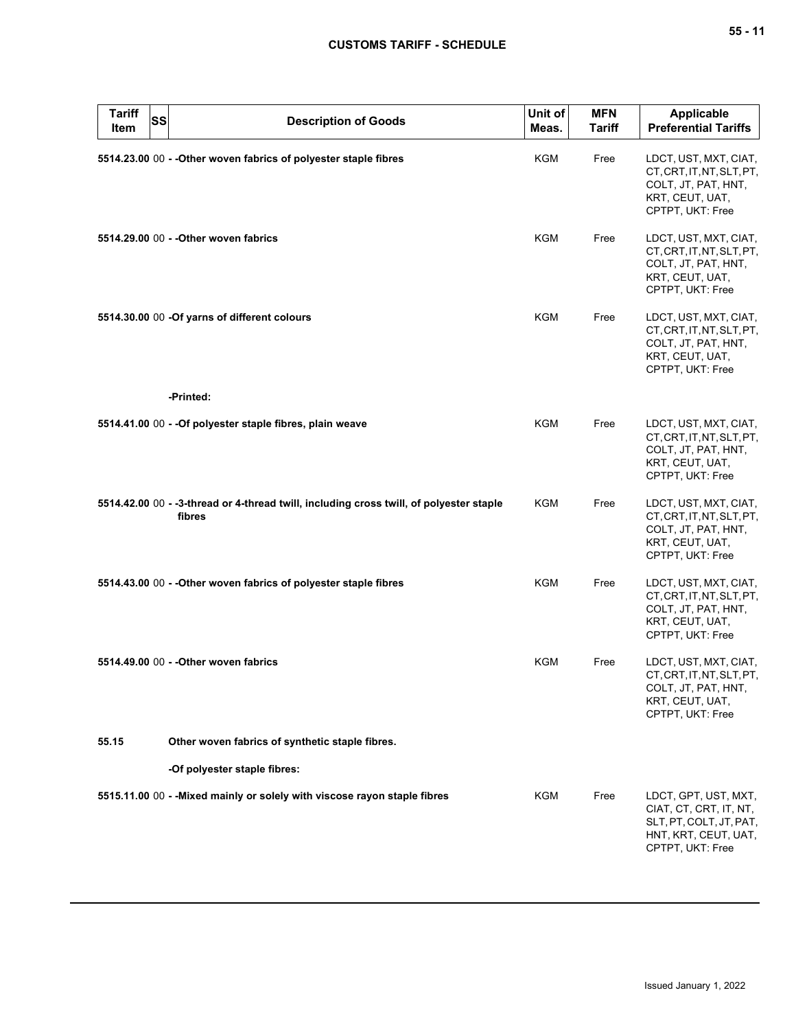| Tariff Item | SS | Description of Goods | Unit of Meas. | MFN Tariff | Applicable Preferential Tariffs |
|---|---|---|---|---|---|
| 5514.23.00 | 00 | - -Other woven fabrics of polyester staple fibres | KGM | Free | LDCT, UST, MXT, CIAT, CT, CRT, IT, NT, SLT, PT, COLT, JT, PAT, HNT, KRT, CEUT, UAT, CPTPT, UKT: Free |
| 5514.29.00 | 00 | - -Other woven fabrics | KGM | Free | LDCT, UST, MXT, CIAT, CT, CRT, IT, NT, SLT, PT, COLT, JT, PAT, HNT, KRT, CEUT, UAT, CPTPT, UKT: Free |
| 5514.30.00 | 00 | -Of yarns of different colours | KGM | Free | LDCT, UST, MXT, CIAT, CT, CRT, IT, NT, SLT, PT, COLT, JT, PAT, HNT, KRT, CEUT, UAT, CPTPT, UKT: Free |
| | | -Printed: | | | |
| 5514.41.00 | 00 | - -Of polyester staple fibres, plain weave | KGM | Free | LDCT, UST, MXT, CIAT, CT, CRT, IT, NT, SLT, PT, COLT, JT, PAT, HNT, KRT, CEUT, UAT, CPTPT, UKT: Free |
| 5514.42.00 | 00 | - -3-thread or 4-thread twill, including cross twill, of polyester staple fibres | KGM | Free | LDCT, UST, MXT, CIAT, CT, CRT, IT, NT, SLT, PT, COLT, JT, PAT, HNT, KRT, CEUT, UAT, CPTPT, UKT: Free |
| 5514.43.00 | 00 | - -Other woven fabrics of polyester staple fibres | KGM | Free | LDCT, UST, MXT, CIAT, CT, CRT, IT, NT, SLT, PT, COLT, JT, PAT, HNT, KRT, CEUT, UAT, CPTPT, UKT: Free |
| 5514.49.00 | 00 | - -Other woven fabrics | KGM | Free | LDCT, UST, MXT, CIAT, CT, CRT, IT, NT, SLT, PT, COLT, JT, PAT, HNT, KRT, CEUT, UAT, CPTPT, UKT: Free |
| 55.15 | | Other woven fabrics of synthetic staple fibres. | | | |
| | | -Of polyester staple fibres: | | | |
| 5515.11.00 | 00 | - -Mixed mainly or solely with viscose rayon staple fibres | KGM | Free | LDCT, GPT, UST, MXT, CIAT, CT, CRT, IT, NT, SLT, PT, COLT, JT, PAT, HNT, KRT, CEUT, UAT, CPTPT, UKT: Free |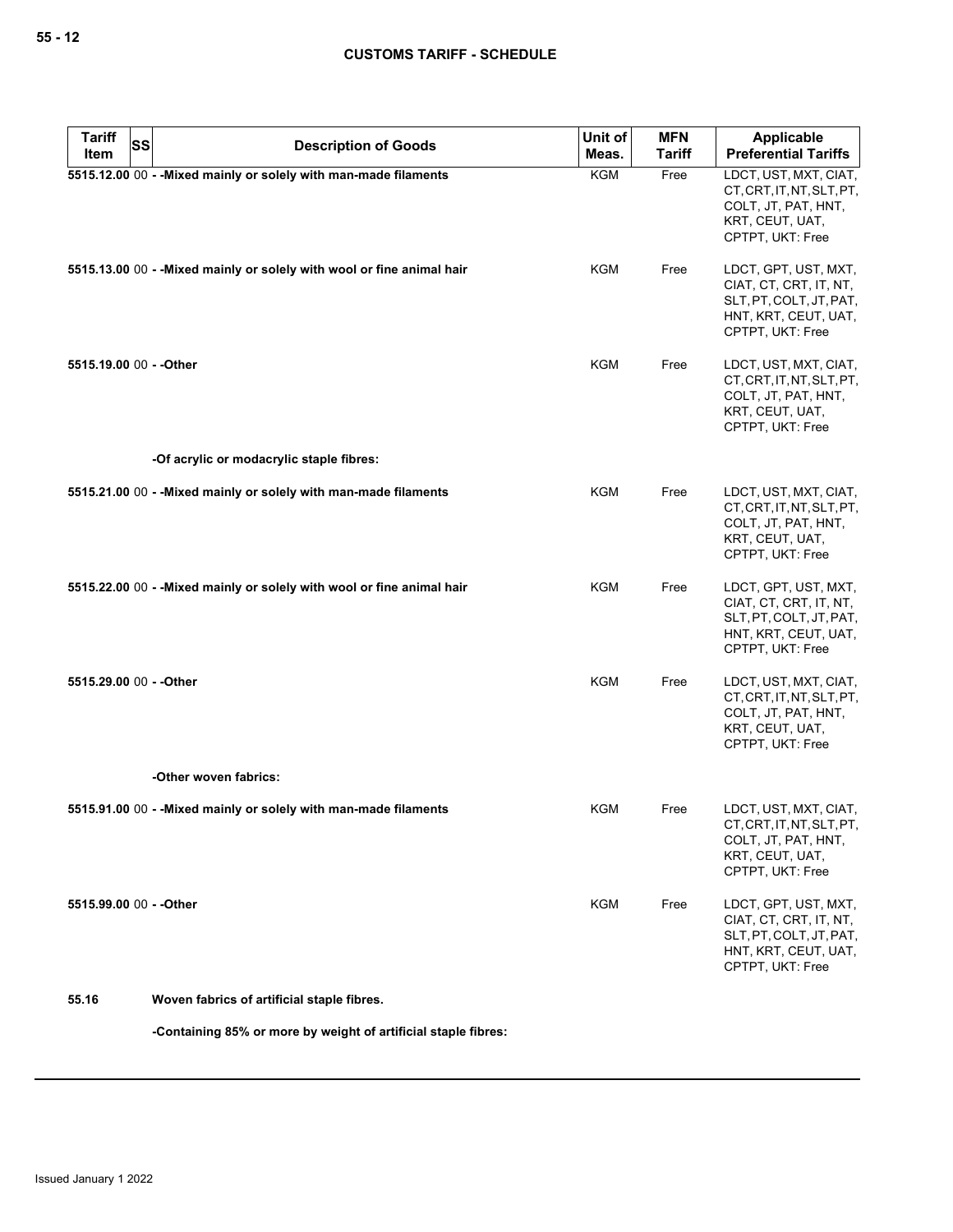| Tariff Item | SS | Description of Goods | Unit of Meas. | MFN Tariff | Applicable Preferential Tariffs |
|---|---|---|---|---|---|
| 5515.12.00 | 00 | - -Mixed mainly or solely with man-made filaments | KGM | Free | LDCT, UST, MXT, CIAT, CT, CRT, IT, NT, SLT, PT, COLT, JT, PAT, HNT, KRT, CEUT, UAT, CPTPT, UKT: Free |
| 5515.13.00 | 00 | - -Mixed mainly or solely with wool or fine animal hair | KGM | Free | LDCT, GPT, UST, MXT, CIAT, CT, CRT, IT, NT, SLT, PT, COLT, JT, PAT, HNT, KRT, CEUT, UAT, CPTPT, UKT: Free |
| 5515.19.00 | 00 | - -Other | KGM | Free | LDCT, UST, MXT, CIAT, CT, CRT, IT, NT, SLT, PT, COLT, JT, PAT, HNT, KRT, CEUT, UAT, CPTPT, UKT: Free |
| | | -Of acrylic or modacrylic staple fibres: | | | |
| 5515.21.00 | 00 | - -Mixed mainly or solely with man-made filaments | KGM | Free | LDCT, UST, MXT, CIAT, CT, CRT, IT, NT, SLT, PT, COLT, JT, PAT, HNT, KRT, CEUT, UAT, CPTPT, UKT: Free |
| 5515.22.00 | 00 | - -Mixed mainly or solely with wool or fine animal hair | KGM | Free | LDCT, GPT, UST, MXT, CIAT, CT, CRT, IT, NT, SLT, PT, COLT, JT, PAT, HNT, KRT, CEUT, UAT, CPTPT, UKT: Free |
| 5515.29.00 | 00 | - -Other | KGM | Free | LDCT, UST, MXT, CIAT, CT, CRT, IT, NT, SLT, PT, COLT, JT, PAT, HNT, KRT, CEUT, UAT, CPTPT, UKT: Free |
| | | -Other woven fabrics: | | | |
| 5515.91.00 | 00 | - -Mixed mainly or solely with man-made filaments | KGM | Free | LDCT, UST, MXT, CIAT, CT, CRT, IT, NT, SLT, PT, COLT, JT, PAT, HNT, KRT, CEUT, UAT, CPTPT, UKT: Free |
| 5515.99.00 | 00 | - -Other | KGM | Free | LDCT, GPT, UST, MXT, CIAT, CT, CRT, IT, NT, SLT, PT, COLT, JT, PAT, HNT, KRT, CEUT, UAT, CPTPT, UKT: Free |
| 55.16 | | Woven fabrics of artificial staple fibres. | | | |
| | | -Containing 85% or more by weight of artificial staple fibres: | | | |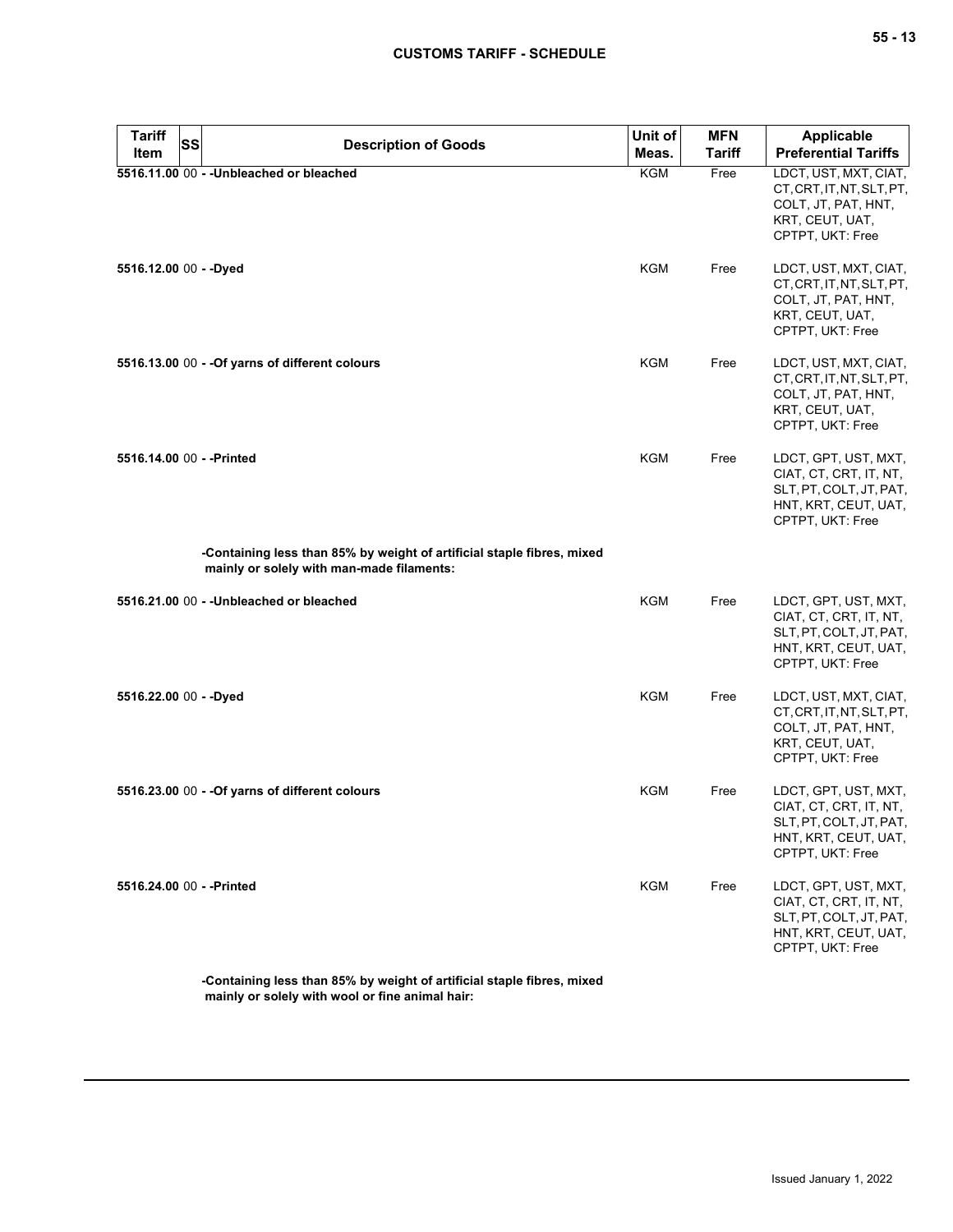| Tariff Item | SS | Description of Goods | Unit of Meas. | MFN Tariff | Applicable Preferential Tariffs |
|---|---|---|---|---|---|
| 5516.11.00 | 00 | - -Unbleached or bleached | KGM | Free | LDCT, UST, MXT, CIAT, CT, CRT, IT, NT, SLT, PT, COLT, JT, PAT, HNT, KRT, CEUT, UAT, CPTPT, UKT: Free |
| 5516.12.00 | 00 | - -Dyed | KGM | Free | LDCT, UST, MXT, CIAT, CT, CRT, IT, NT, SLT, PT, COLT, JT, PAT, HNT, KRT, CEUT, UAT, CPTPT, UKT: Free |
| 5516.13.00 | 00 | - -Of yarns of different colours | KGM | Free | LDCT, UST, MXT, CIAT, CT, CRT, IT, NT, SLT, PT, COLT, JT, PAT, HNT, KRT, CEUT, UAT, CPTPT, UKT: Free |
| 5516.14.00 | 00 | - -Printed | KGM | Free | LDCT, GPT, UST, MXT, CIAT, CT, CRT, IT, NT, SLT, PT, COLT, JT, PAT, HNT, KRT, CEUT, UAT, CPTPT, UKT: Free |
| | | -Containing less than 85% by weight of artificial staple fibres, mixed mainly or solely with man-made filaments: | | | |
| 5516.21.00 | 00 | - -Unbleached or bleached | KGM | Free | LDCT, GPT, UST, MXT, CIAT, CT, CRT, IT, NT, SLT, PT, COLT, JT, PAT, HNT, KRT, CEUT, UAT, CPTPT, UKT: Free |
| 5516.22.00 | 00 | - -Dyed | KGM | Free | LDCT, UST, MXT, CIAT, CT, CRT, IT, NT, SLT, PT, COLT, JT, PAT, HNT, KRT, CEUT, UAT, CPTPT, UKT: Free |
| 5516.23.00 | 00 | - -Of yarns of different colours | KGM | Free | LDCT, GPT, UST, MXT, CIAT, CT, CRT, IT, NT, SLT, PT, COLT, JT, PAT, HNT, KRT, CEUT, UAT, CPTPT, UKT: Free |
| 5516.24.00 | 00 | - -Printed | KGM | Free | LDCT, GPT, UST, MXT, CIAT, CT, CRT, IT, NT, SLT, PT, COLT, JT, PAT, HNT, KRT, CEUT, UAT, CPTPT, UKT: Free |
| | | -Containing less than 85% by weight of artificial staple fibres, mixed mainly or solely with wool or fine animal hair: | | | |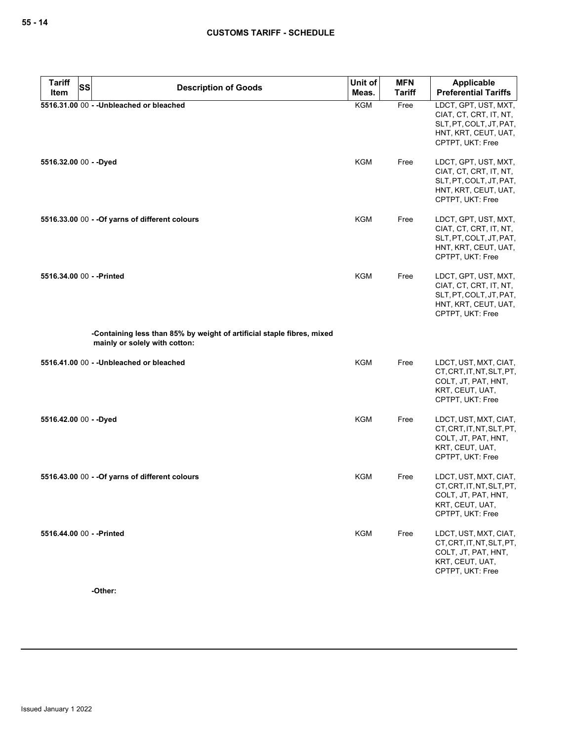| Tariff Item | SS | Description of Goods | Unit of Meas. | MFN Tariff | Applicable Preferential Tariffs |
|---|---|---|---|---|---|
| 5516.31.00 | 00 | - -Unbleached or bleached | KGM | Free | LDCT, GPT, UST, MXT, CIAT, CT, CRT, IT, NT, SLT, PT, COLT, JT, PAT, HNT, KRT, CEUT, UAT, CPTPT, UKT: Free |
| 5516.32.00 | 00 | - -Dyed | KGM | Free | LDCT, GPT, UST, MXT, CIAT, CT, CRT, IT, NT, SLT, PT, COLT, JT, PAT, HNT, KRT, CEUT, UAT, CPTPT, UKT: Free |
| 5516.33.00 | 00 | - -Of yarns of different colours | KGM | Free | LDCT, GPT, UST, MXT, CIAT, CT, CRT, IT, NT, SLT, PT, COLT, JT, PAT, HNT, KRT, CEUT, UAT, CPTPT, UKT: Free |
| 5516.34.00 | 00 | - -Printed | KGM | Free | LDCT, GPT, UST, MXT, CIAT, CT, CRT, IT, NT, SLT, PT, COLT, JT, PAT, HNT, KRT, CEUT, UAT, CPTPT, UKT: Free |
| | | -Containing less than 85% by weight of artificial staple fibres, mixed mainly or solely with cotton: | | | |
| 5516.41.00 | 00 | - -Unbleached or bleached | KGM | Free | LDCT, UST, MXT, CIAT, CT, CRT, IT, NT, SLT, PT, COLT, JT, PAT, HNT, KRT, CEUT, UAT, CPTPT, UKT: Free |
| 5516.42.00 | 00 | - -Dyed | KGM | Free | LDCT, UST, MXT, CIAT, CT, CRT, IT, NT, SLT, PT, COLT, JT, PAT, HNT, KRT, CEUT, UAT, CPTPT, UKT: Free |
| 5516.43.00 | 00 | - -Of yarns of different colours | KGM | Free | LDCT, UST, MXT, CIAT, CT, CRT, IT, NT, SLT, PT, COLT, JT, PAT, HNT, KRT, CEUT, UAT, CPTPT, UKT: Free |
| 5516.44.00 | 00 | - -Printed | KGM | Free | LDCT, UST, MXT, CIAT, CT, CRT, IT, NT, SLT, PT, COLT, JT, PAT, HNT, KRT, CEUT, UAT, CPTPT, UKT: Free |
| | | -Other: | | | |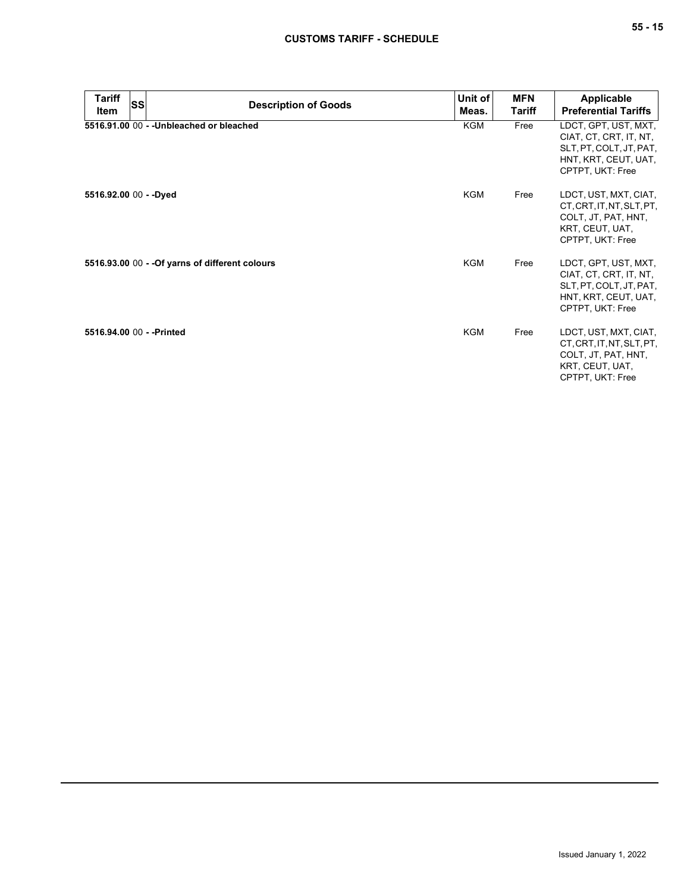| Tariff Item | SS | Description of Goods | Unit of Meas. | MFN Tariff | Applicable Preferential Tariffs |
|---|---|---|---|---|---|
| 5516.91.00 | 00 | - -Unbleached or bleached | KGM | Free | LDCT, GPT, UST, MXT, CIAT, CT, CRT, IT, NT, SLT, PT, COLT, JT, PAT, HNT, KRT, CEUT, UAT, CPTPT, UKT: Free |
| 5516.92.00 | 00 | - -Dyed | KGM | Free | LDCT, UST, MXT, CIAT, CT, CRT, IT, NT, SLT, PT, COLT, JT, PAT, HNT, KRT, CEUT, UAT, CPTPT, UKT: Free |
| 5516.93.00 | 00 | - -Of yarns of different colours | KGM | Free | LDCT, GPT, UST, MXT, CIAT, CT, CRT, IT, NT, SLT, PT, COLT, JT, PAT, HNT, KRT, CEUT, UAT, CPTPT, UKT: Free |
| 5516.94.00 | 00 | - -Printed | KGM | Free | LDCT, UST, MXT, CIAT, CT, CRT, IT, NT, SLT, PT, COLT, JT, PAT, HNT, KRT, CEUT, UAT, CPTPT, UKT: Free |